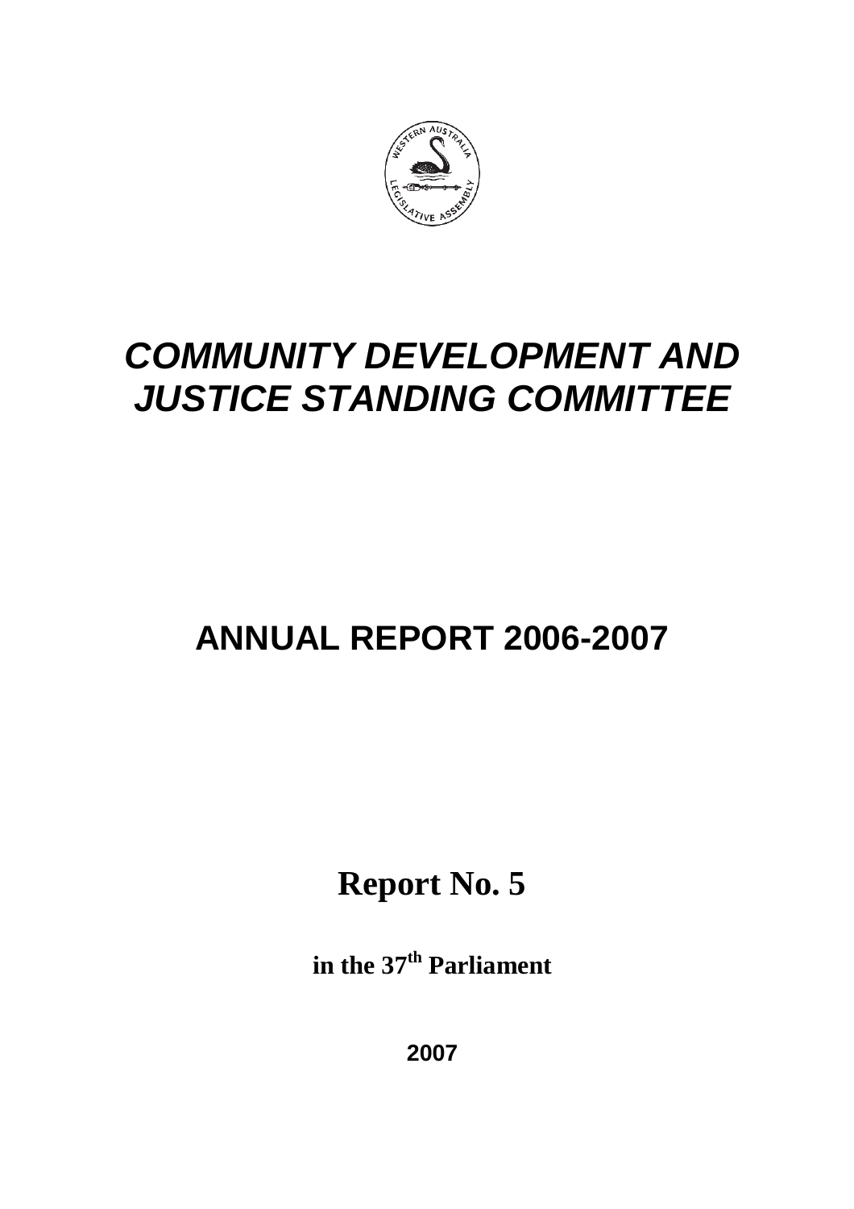# *COMMUNITY DEVELOPMENT AND JUSTICE STANDING COMMITTEE*

## ANNUAL REPORT 2006-2007

**Report No. 5**

**in the 37th Parliament**

**2007**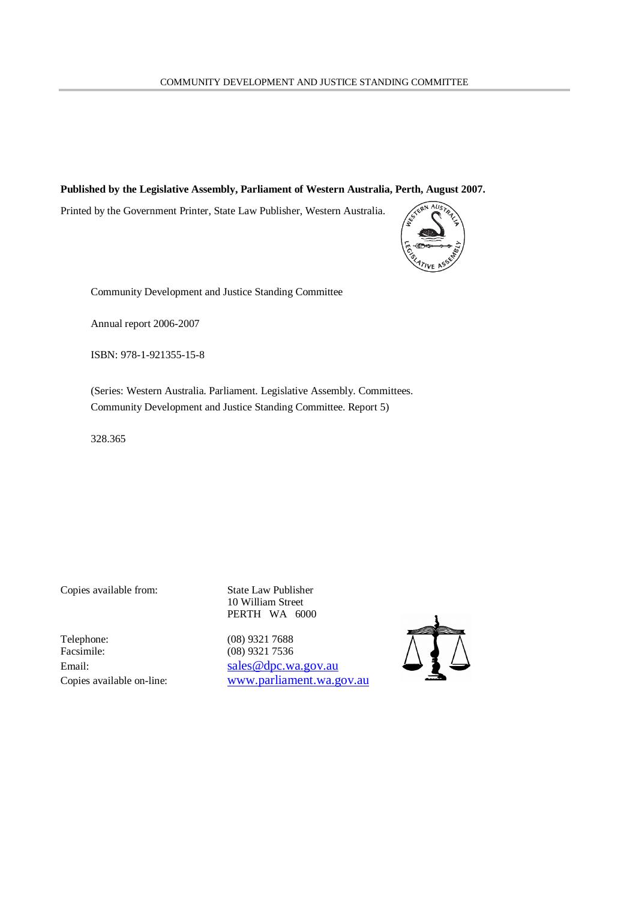**Published by the Legislative Assembly, Parliament of Western Australia, Perth, August 2007.**

Printed by the Government Printer, State Law Publisher, Western Australia.

Community Development and Justice Standing Committee

Annual report 2006-2007

ISBN: 978-1-921355-15-8

(Series: Western Australia. Parliament. Legislative Assembly. Committees. Community Development and Justice Standing Committee. Report 5)

328.365

Copies available from: State Law Publisher
10 William Street
PERTH WA 6000

Telephone: (08) 9321 7688
Facsimile: (08) 9321 7536
Email: sales@dpc.wa.gov.au
Copies available on-line: www.parliament.wa.gov.au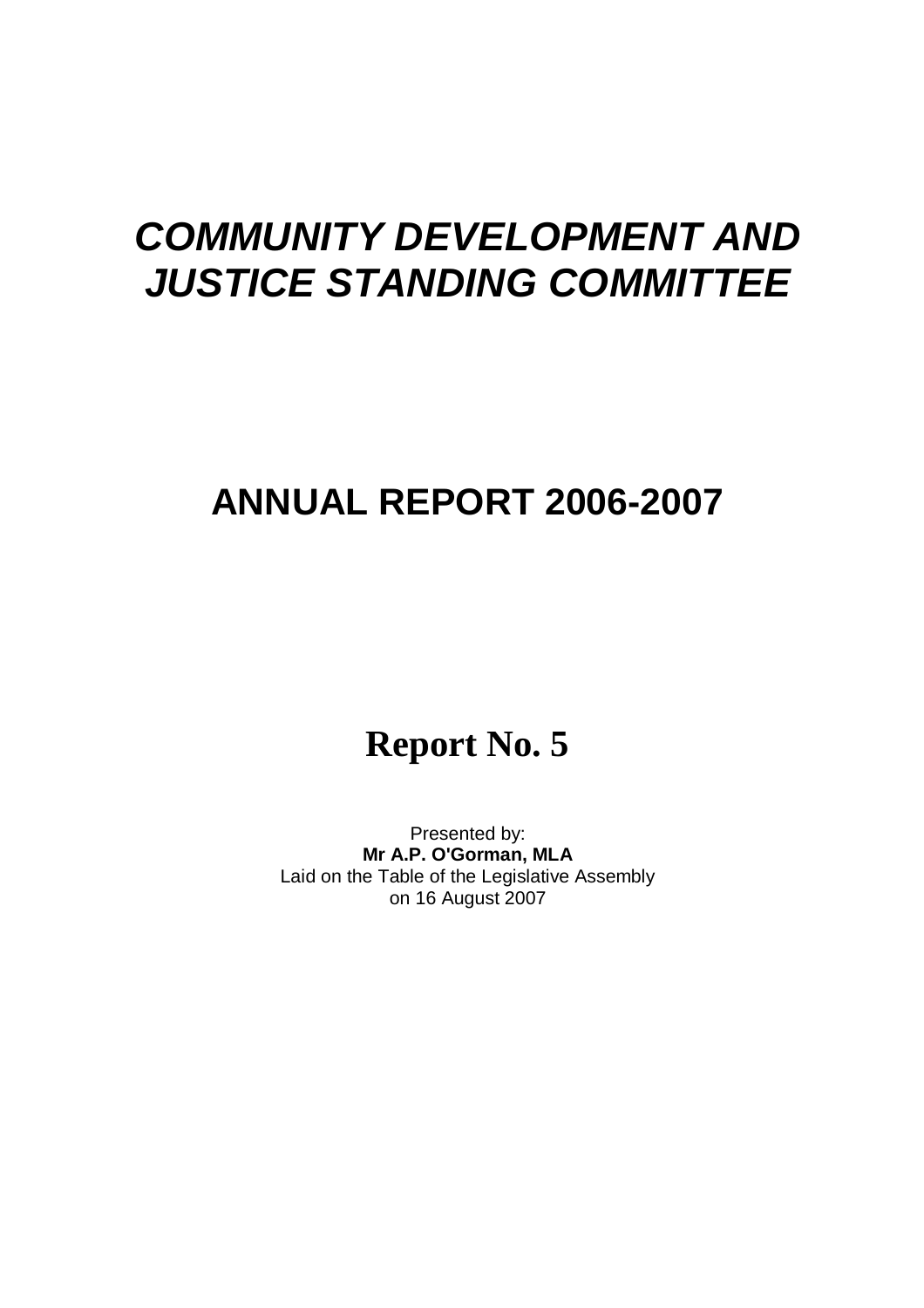# *COMMUNITY DEVELOPMENT AND JUSTICE STANDING COMMITTEE*

# ANNUAL REPORT 2006-2007

# Report No. 5

Presented by:
**Mr A.P. O'Gorman, MLA**
Laid on the Table of the Legislative Assembly
on 16 August 2007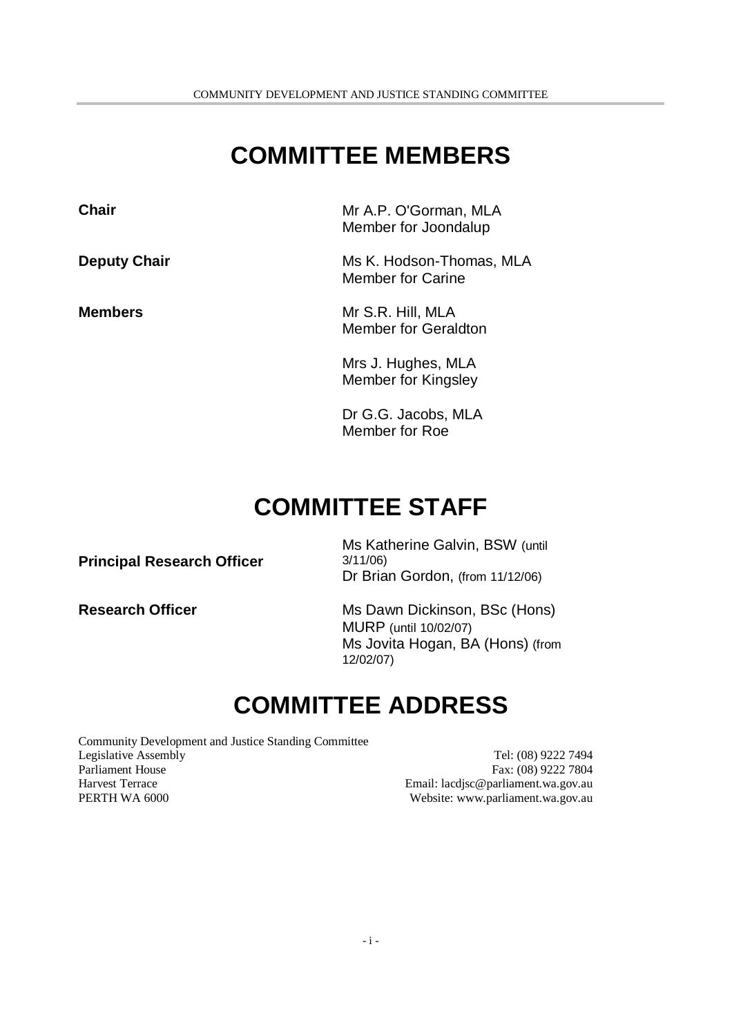# COMMITTEE MEMBERS

| | |
|---|---|
| **Chair** | Mr A.P. O'Gorman, MLA<br>Member for Joondalup |
| **Deputy Chair** | Ms K. Hodson-Thomas, MLA<br>Member for Carine |
| **Members** | Mr S.R. Hill, MLA<br>Member for Geraldton |
| | Mrs J. Hughes, MLA<br>Member for Kingsley |
| | Dr G.G. Jacobs, MLA<br>Member for Roe |

# COMMITTEE STAFF

| | |
|---|---|
| **Principal Research Officer** | Ms Katherine Galvin, BSW (until 3/11/06)<br>Dr Brian Gordon, (from 11/12/06) |
| **Research Officer** | Ms Dawn Dickinson, BSc (Hons) MURP (until 10/02/07)<br>Ms Jovita Hogan, BA (Hons) (from 12/02/07) |

# COMMITTEE ADDRESS

Community Development and Justice Standing Committee
Legislative Assembly
Parliament House
Harvest Terrace
PERTH WA 6000

Tel: (08) 9222 7494
Fax: (08) 9222 7804
Email: lacdjsc@parliament.wa.gov.au
Website: www.parliament.wa.gov.au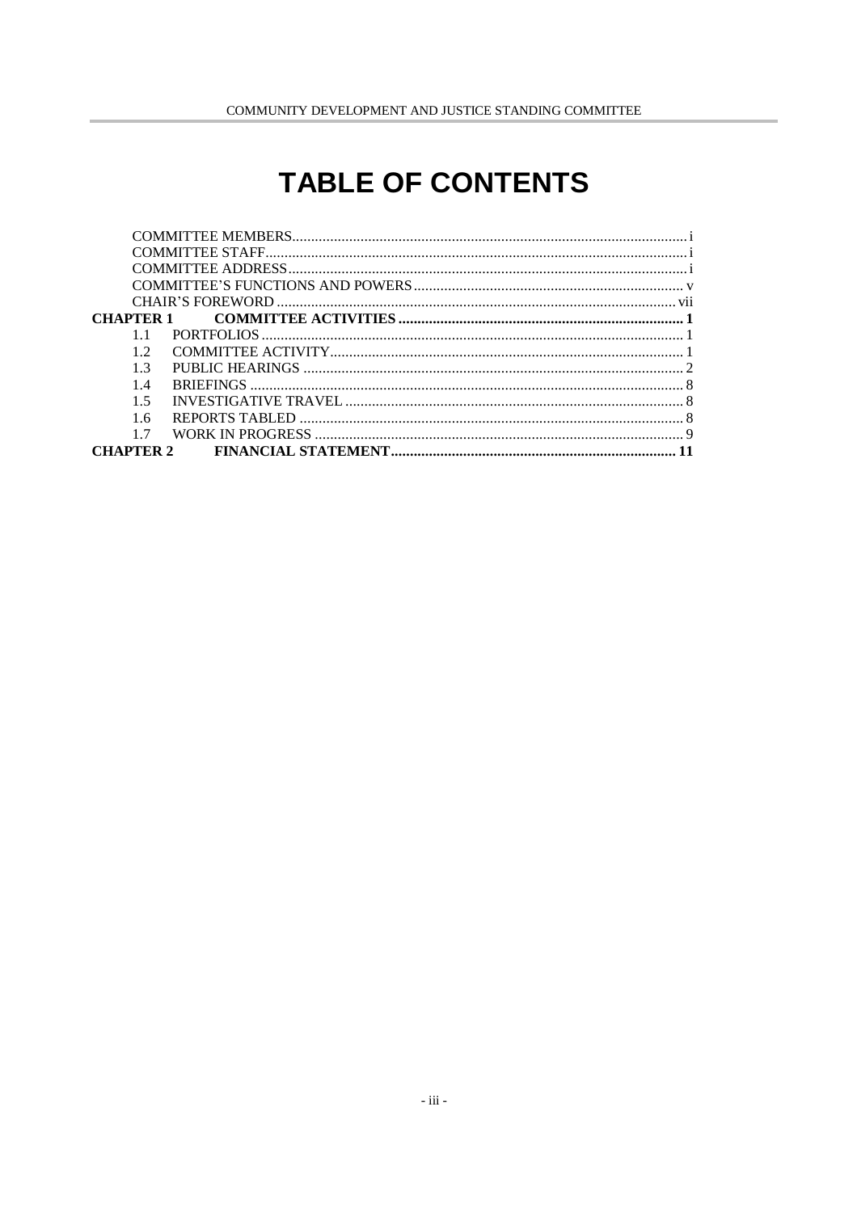# TABLE OF CONTENTS

COMMITTEE MEMBERS ....... i
COMMITTEE STAFF ....... i
COMMITTEE ADDRESS ....... i
COMMITTEE'S FUNCTIONS AND POWERS ....... v
CHAIR'S FOREWORD ....... vii

**CHAPTER 1 COMMITTEE ACTIVITIES ....... 1**

- 1.1 PORTFOLIOS ....... 1
- 1.2 COMMITTEE ACTIVITY ....... 1
- 1.3 PUBLIC HEARINGS ....... 2
- 1.4 BRIEFINGS ....... 8
- 1.5 INVESTIGATIVE TRAVEL ....... 8
- 1.6 REPORTS TABLED ....... 8
- 1.7 WORK IN PROGRESS ....... 9

**CHAPTER 2 FINANCIAL STATEMENT ....... 11**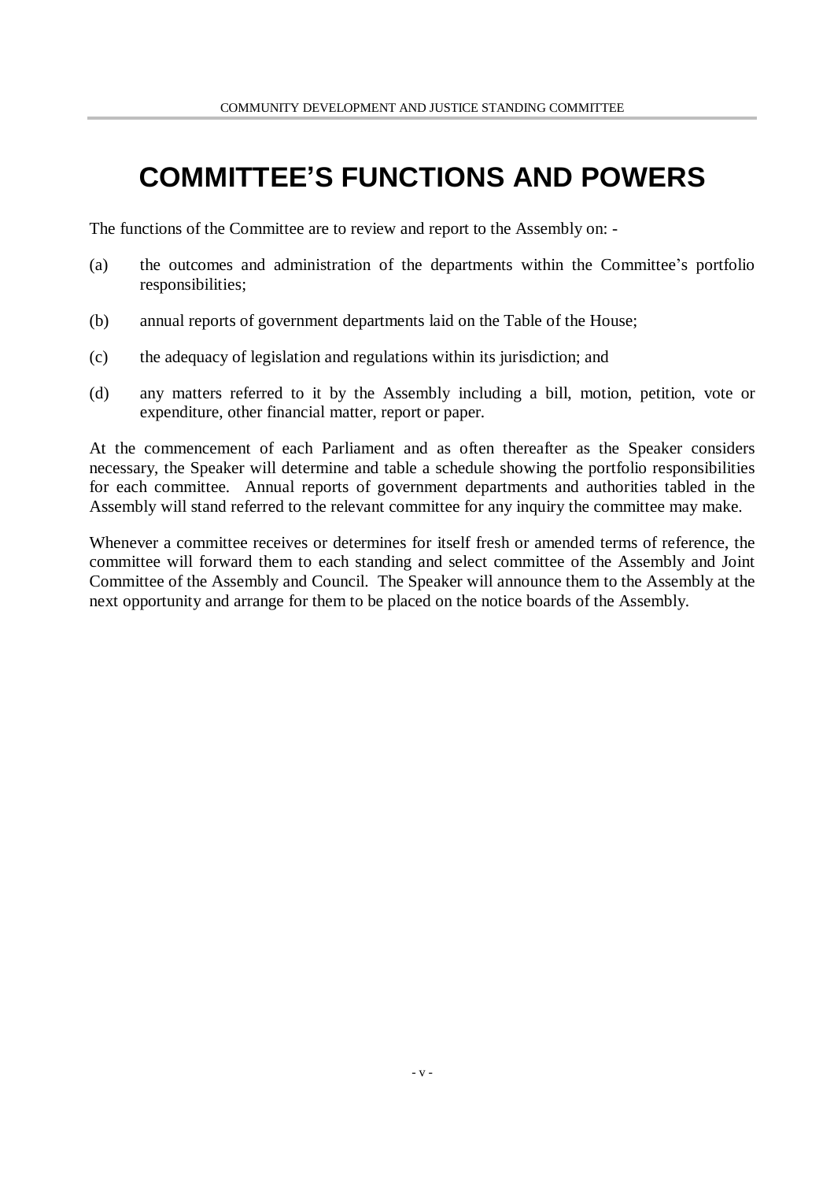# COMMITTEE'S FUNCTIONS AND POWERS

The functions of the Committee are to review and report to the Assembly on: -

(a) the outcomes and administration of the departments within the Committee's portfolio responsibilities;

(b) annual reports of government departments laid on the Table of the House;

(c) the adequacy of legislation and regulations within its jurisdiction; and

(d) any matters referred to it by the Assembly including a bill, motion, petition, vote or expenditure, other financial matter, report or paper.

At the commencement of each Parliament and as often thereafter as the Speaker considers necessary, the Speaker will determine and table a schedule showing the portfolio responsibilities for each committee. Annual reports of government departments and authorities tabled in the Assembly will stand referred to the relevant committee for any inquiry the committee may make.

Whenever a committee receives or determines for itself fresh or amended terms of reference, the committee will forward them to each standing and select committee of the Assembly and Joint Committee of the Assembly and Council. The Speaker will announce them to the Assembly at the next opportunity and arrange for them to be placed on the notice boards of the Assembly.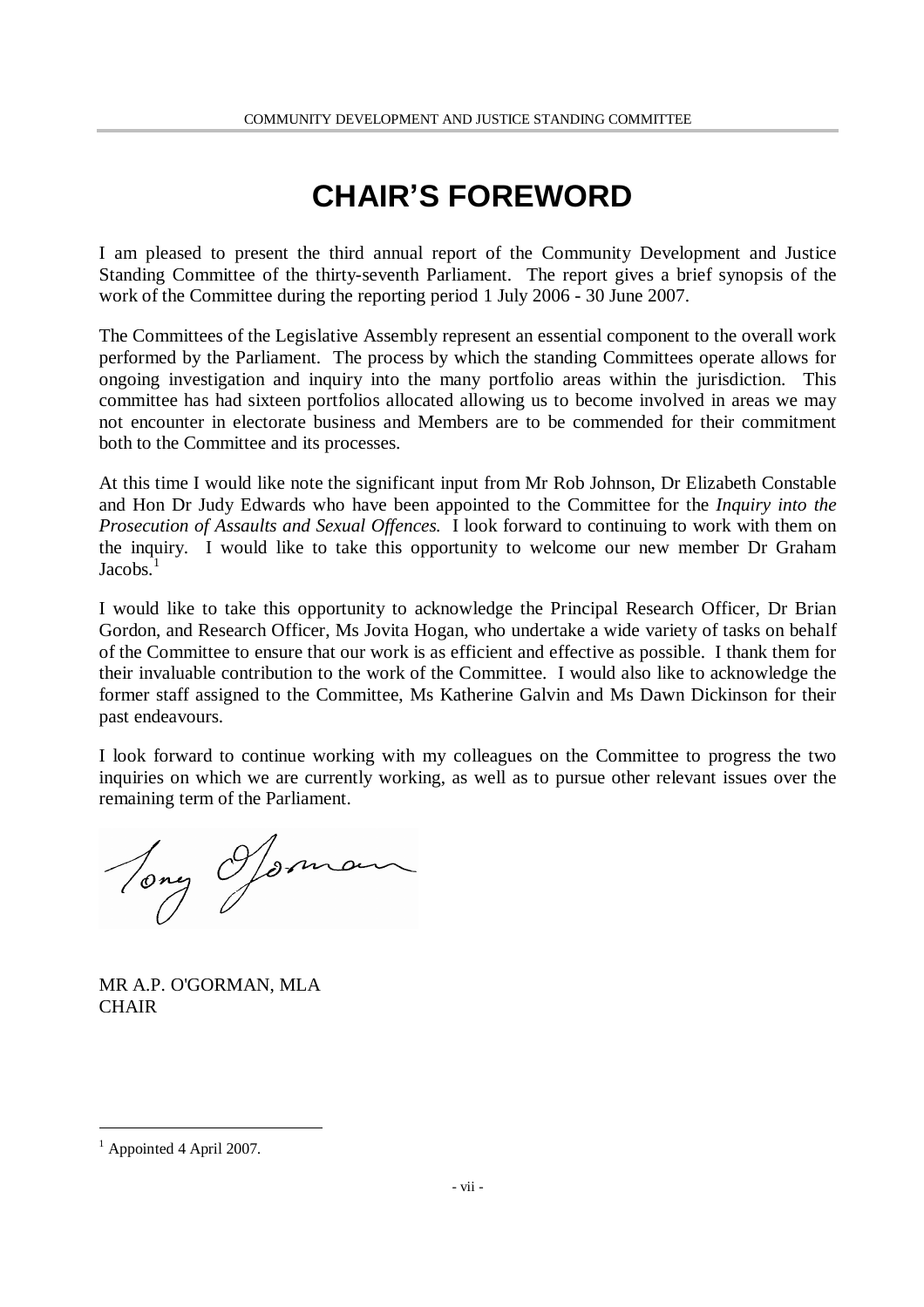# CHAIR'S FOREWORD

I am pleased to present the third annual report of the Community Development and Justice Standing Committee of the thirty-seventh Parliament. The report gives a brief synopsis of the work of the Committee during the reporting period 1 July 2006 - 30 June 2007.

The Committees of the Legislative Assembly represent an essential component to the overall work performed by the Parliament. The process by which the standing Committees operate allows for ongoing investigation and inquiry into the many portfolio areas within the jurisdiction. This committee has had sixteen portfolios allocated allowing us to become involved in areas we may not encounter in electorate business and Members are to be commended for their commitment both to the Committee and its processes.

At this time I would like note the significant input from Mr Rob Johnson, Dr Elizabeth Constable and Hon Dr Judy Edwards who have been appointed to the Committee for the *Inquiry into the Prosecution of Assaults and Sexual Offences.* I look forward to continuing to work with them on the inquiry. I would like to take this opportunity to welcome our new member Dr Graham Jacobs.[1]

I would like to take this opportunity to acknowledge the Principal Research Officer, Dr Brian Gordon, and Research Officer, Ms Jovita Hogan, who undertake a wide variety of tasks on behalf of the Committee to ensure that our work is as efficient and effective as possible. I thank them for their invaluable contribution to the work of the Committee. I would also like to acknowledge the former staff assigned to the Committee, Ms Katherine Galvin and Ms Dawn Dickinson for their past endeavours.

I look forward to continue working with my colleagues on the Committee to progress the two inquiries on which we are currently working, as well as to pursue other relevant issues over the remaining term of the Parliament.

MR A.P. O'GORMAN, MLA
CHAIR

[1] Appointed 4 April 2007.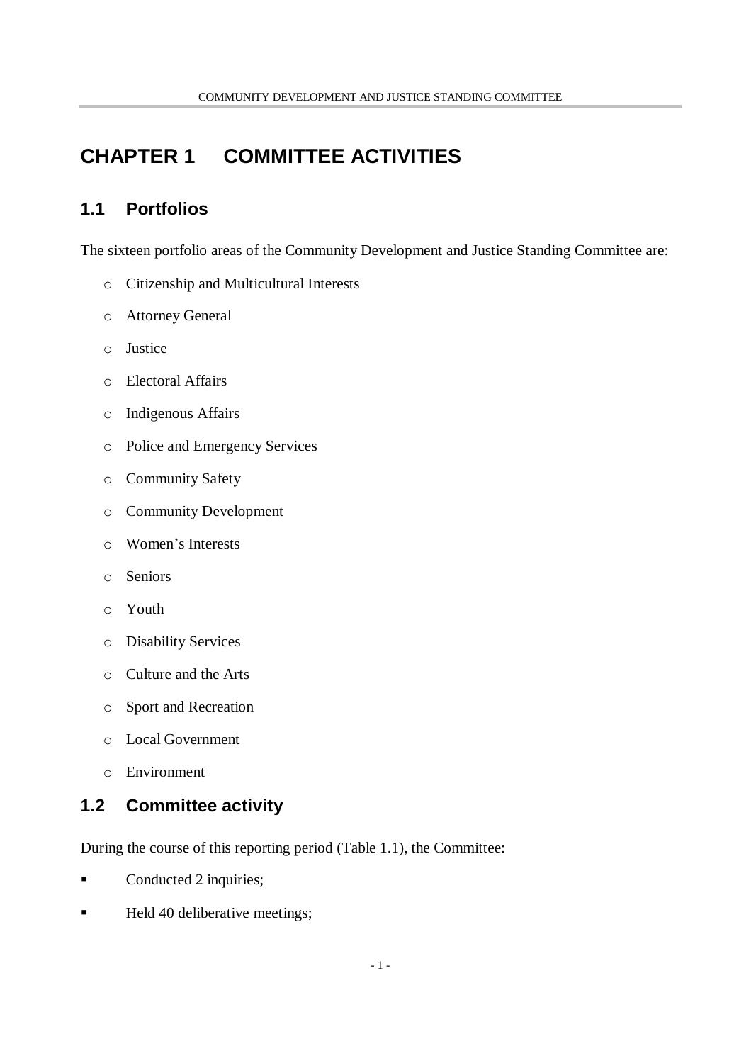# CHAPTER 1 COMMITTEE ACTIVITIES

## 1.1 Portfolios

The sixteen portfolio areas of the Community Development and Justice Standing Committee are:

- Citizenship and Multicultural Interests
- Attorney General
- Justice
- Electoral Affairs
- Indigenous Affairs
- Police and Emergency Services
- Community Safety
- Community Development
- Women's Interests
- Seniors
- Youth
- Disability Services
- Culture and the Arts
- Sport and Recreation
- Local Government
- Environment

## 1.2 Committee activity

During the course of this reporting period (Table 1.1), the Committee:

- Conducted 2 inquiries;
- Held 40 deliberative meetings;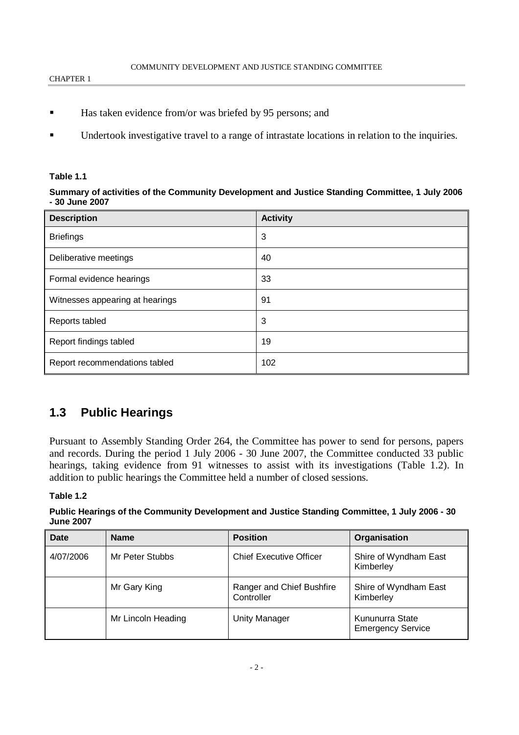- Has taken evidence from/or was briefed by 95 persons; and
- Undertook investigative travel to a range of intrastate locations in relation to the inquiries.

**Table 1.1**

**Summary of activities of the Community Development and Justice Standing Committee, 1 July 2006 - 30 June 2007**

| Description | Activity |
|---|---|
| Briefings | 3 |
| Deliberative meetings | 40 |
| Formal evidence hearings | 33 |
| Witnesses appearing at hearings | 91 |
| Reports tabled | 3 |
| Report findings tabled | 19 |
| Report recommendations tabled | 102 |

## 1.3 Public Hearings

Pursuant to Assembly Standing Order 264, the Committee has power to send for persons, papers and records. During the period 1 July 2006 - 30 June 2007, the Committee conducted 33 public hearings, taking evidence from 91 witnesses to assist with its investigations (Table 1.2). In addition to public hearings the Committee held a number of closed sessions.

**Table 1.2**

**Public Hearings of the Community Development and Justice Standing Committee, 1 July 2006 - 30 June 2007**

| Date | Name | Position | Organisation |
|---|---|---|---|
| 4/07/2006 | Mr Peter Stubbs | Chief Executive Officer | Shire of Wyndham East Kimberley |
| | Mr Gary King | Ranger and Chief Bushfire Controller | Shire of Wyndham East Kimberley |
| | Mr Lincoln Heading | Unity Manager | Kununurra State Emergency Service |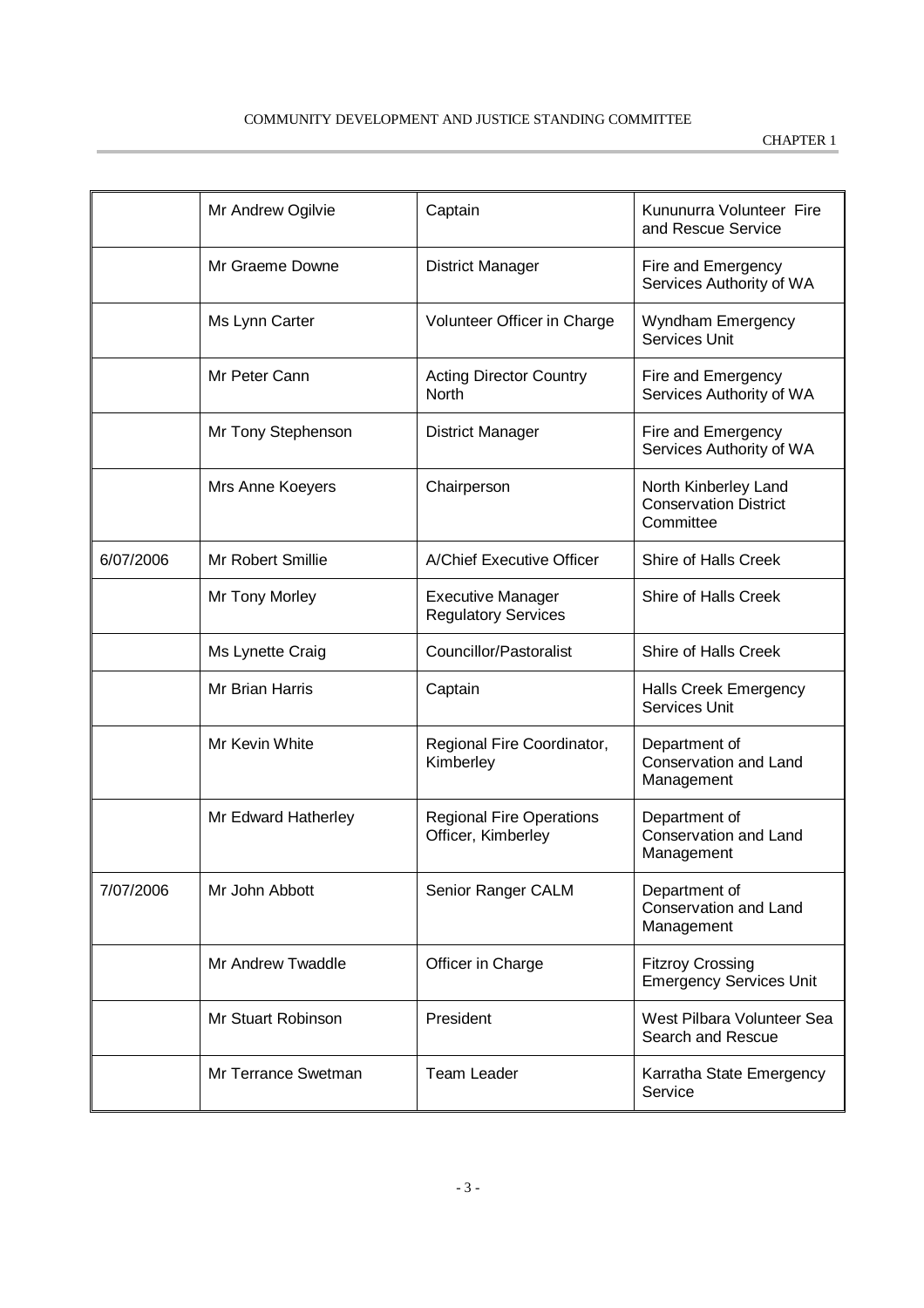| | | | |
|---|---|---|---|
| | Mr Andrew Ogilvie | Captain | Kununurra Volunteer Fire and Rescue Service |
| | Mr Graeme Downe | District Manager | Fire and Emergency Services Authority of WA |
| | Ms Lynn Carter | Volunteer Officer in Charge | Wyndham Emergency Services Unit |
| | Mr Peter Cann | Acting Director Country North | Fire and Emergency Services Authority of WA |
| | Mr Tony Stephenson | District Manager | Fire and Emergency Services Authority of WA |
| | Mrs Anne Koeyers | Chairperson | North Kinberley Land Conservation District Committee |
| 6/07/2006 | Mr Robert Smillie | A/Chief Executive Officer | Shire of Halls Creek |
| | Mr Tony Morley | Executive Manager Regulatory Services | Shire of Halls Creek |
| | Ms Lynette Craig | Councillor/Pastoralist | Shire of Halls Creek |
| | Mr Brian Harris | Captain | Halls Creek Emergency Services Unit |
| | Mr Kevin White | Regional Fire Coordinator, Kimberley | Department of Conservation and Land Management |
| | Mr Edward Hatherley | Regional Fire Operations Officer, Kimberley | Department of Conservation and Land Management |
| 7/07/2006 | Mr John Abbott | Senior Ranger CALM | Department of Conservation and Land Management |
| | Mr Andrew Twaddle | Officer in Charge | Fitzroy Crossing Emergency Services Unit |
| | Mr Stuart Robinson | President | West Pilbara Volunteer Sea Search and Rescue |
| | Mr Terrance Swetman | Team Leader | Karratha State Emergency Service |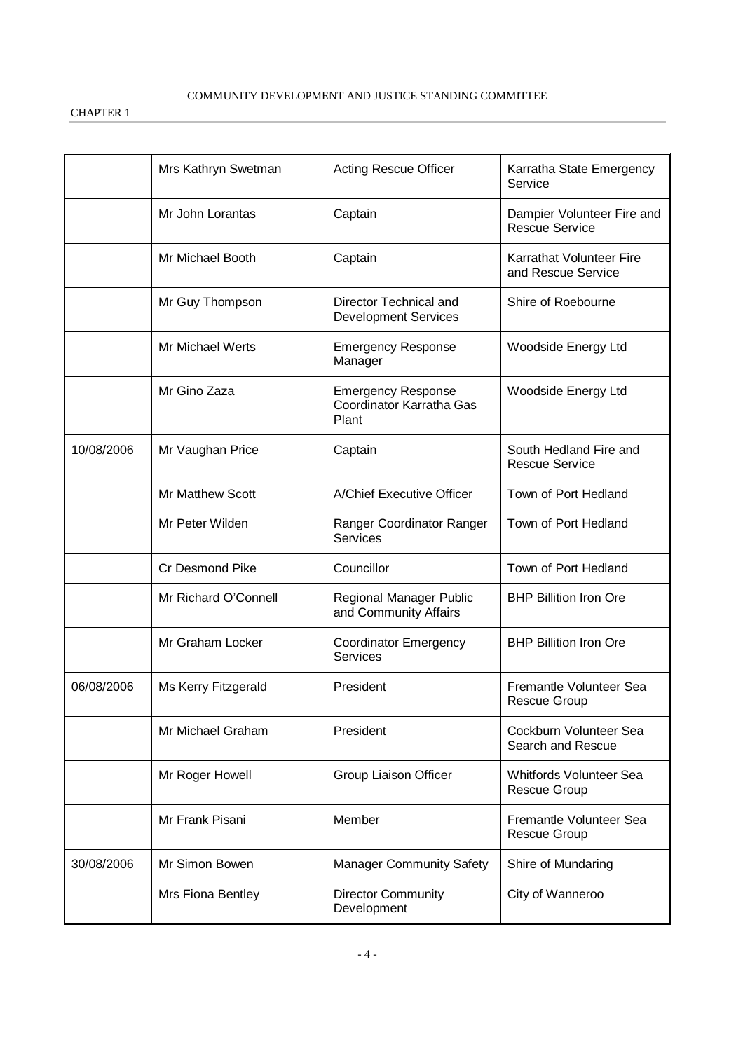|  |  |  |  |
|---|---|---|---|
|  | Mrs Kathryn Swetman | Acting Rescue Officer | Karratha State Emergency Service |
|  | Mr John Lorantas | Captain | Dampier Volunteer Fire and Rescue Service |
|  | Mr Michael Booth | Captain | Karrathat Volunteer Fire and Rescue Service |
|  | Mr Guy Thompson | Director Technical and Development Services | Shire of Roebourne |
|  | Mr Michael Werts | Emergency Response Manager | Woodside Energy Ltd |
|  | Mr Gino Zaza | Emergency Response Coordinator Karratha Gas Plant | Woodside Energy Ltd |
| 10/08/2006 | Mr Vaughan Price | Captain | South Hedland Fire and Rescue Service |
|  | Mr Matthew Scott | A/Chief Executive Officer | Town of Port Hedland |
|  | Mr Peter Wilden | Ranger Coordinator Ranger Services | Town of Port Hedland |
|  | Cr Desmond Pike | Councillor | Town of Port Hedland |
|  | Mr Richard O'Connell | Regional Manager Public and Community Affairs | BHP Billition Iron Ore |
|  | Mr Graham Locker | Coordinator Emergency Services | BHP Billition Iron Ore |
| 06/08/2006 | Ms Kerry Fitzgerald | President | Fremantle Volunteer Sea Rescue Group |
|  | Mr Michael Graham | President | Cockburn Volunteer Sea Search and Rescue |
|  | Mr Roger Howell | Group Liaison Officer | Whitfords Volunteer Sea Rescue Group |
|  | Mr Frank Pisani | Member | Fremantle Volunteer Sea Rescue Group |
| 30/08/2006 | Mr Simon Bowen | Manager Community Safety | Shire of Mundaring |
|  | Mrs Fiona Bentley | Director Community Development | City of Wanneroo |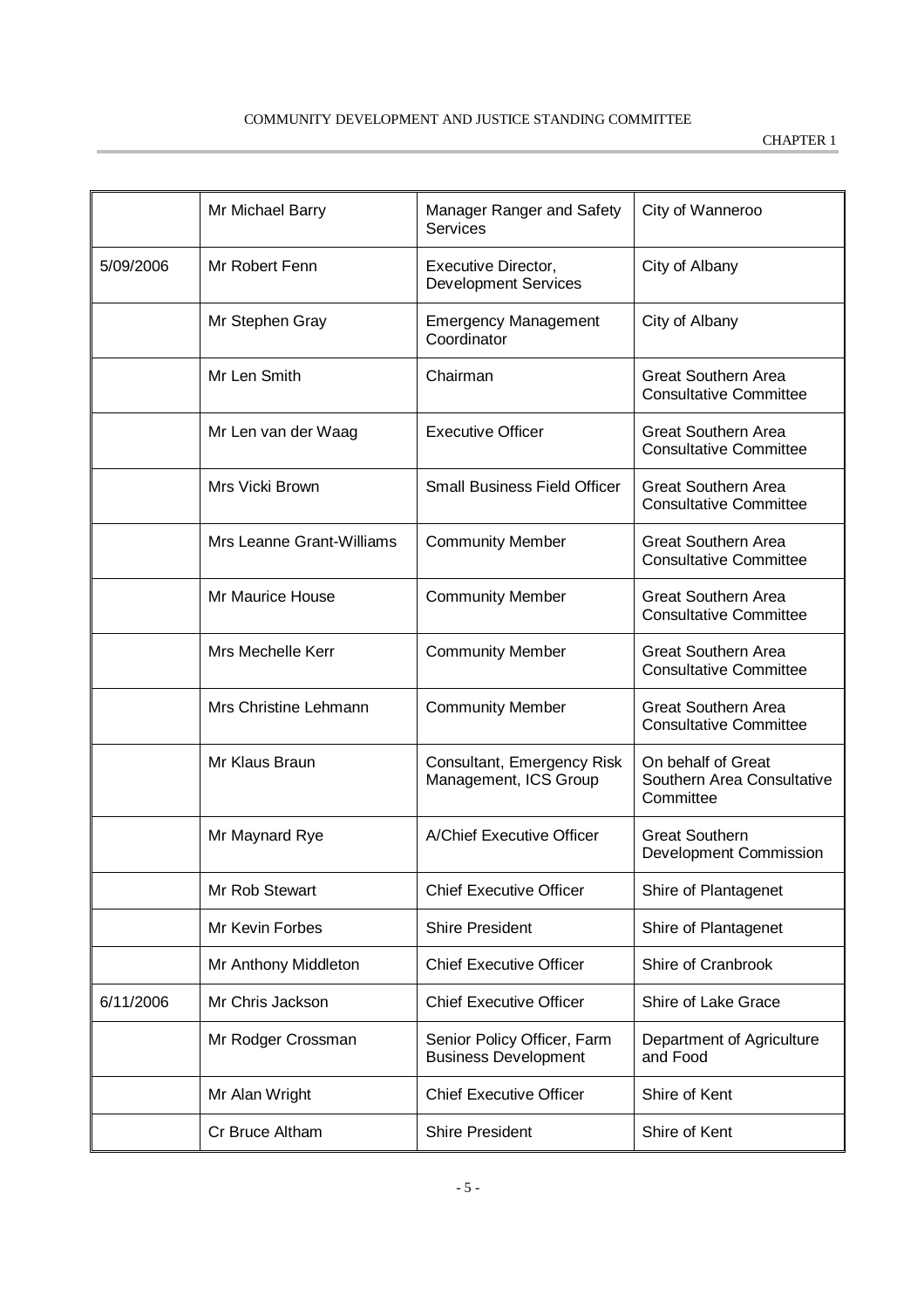| | | | |
|---|---|---|---|
| | Mr Michael Barry | Manager Ranger and Safety Services | City of Wanneroo |
| 5/09/2006 | Mr Robert Fenn | Executive Director, Development Services | City of Albany |
| | Mr Stephen Gray | Emergency Management Coordinator | City of Albany |
| | Mr Len Smith | Chairman | Great Southern Area Consultative Committee |
| | Mr Len van der Waag | Executive Officer | Great Southern Area Consultative Committee |
| | Mrs Vicki Brown | Small Business Field Officer | Great Southern Area Consultative Committee |
| | Mrs Leanne Grant-Williams | Community Member | Great Southern Area Consultative Committee |
| | Mr Maurice House | Community Member | Great Southern Area Consultative Committee |
| | Mrs Mechelle Kerr | Community Member | Great Southern Area Consultative Committee |
| | Mrs Christine Lehmann | Community Member | Great Southern Area Consultative Committee |
| | Mr Klaus Braun | Consultant, Emergency Risk Management, ICS Group | On behalf of Great Southern Area Consultative Committee |
| | Mr Maynard Rye | A/Chief Executive Officer | Great Southern Development Commission |
| | Mr Rob Stewart | Chief Executive Officer | Shire of Plantagenet |
| | Mr Kevin Forbes | Shire President | Shire of Plantagenet |
| | Mr Anthony Middleton | Chief Executive Officer | Shire of Cranbrook |
| 6/11/2006 | Mr Chris Jackson | Chief Executive Officer | Shire of Lake Grace |
| | Mr Rodger Crossman | Senior Policy Officer, Farm Business Development | Department of Agriculture and Food |
| | Mr Alan Wright | Chief Executive Officer | Shire of Kent |
| | Cr Bruce Altham | Shire President | Shire of Kent |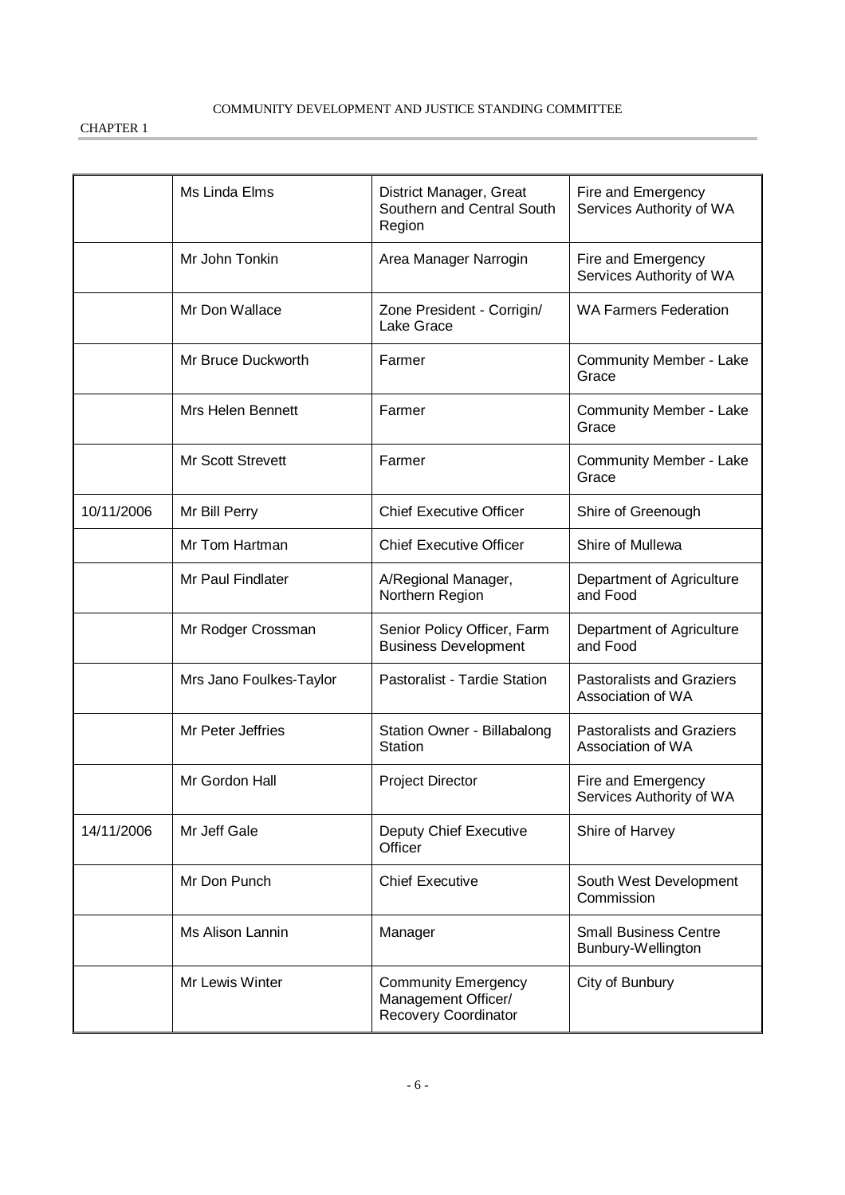| | | | |
|---|---|---|---|
| | Ms Linda Elms | District Manager, Great Southern and Central South Region | Fire and Emergency Services Authority of WA |
| | Mr John Tonkin | Area Manager Narrogin | Fire and Emergency Services Authority of WA |
| | Mr Don Wallace | Zone President - Corrigin/ Lake Grace | WA Farmers Federation |
| | Mr Bruce Duckworth | Farmer | Community Member - Lake Grace |
| | Mrs Helen Bennett | Farmer | Community Member - Lake Grace |
| | Mr Scott Strevett | Farmer | Community Member - Lake Grace |
| 10/11/2006 | Mr Bill Perry | Chief Executive Officer | Shire of Greenough |
| | Mr Tom Hartman | Chief Executive Officer | Shire of Mullewa |
| | Mr Paul Findlater | A/Regional Manager, Northern Region | Department of Agriculture and Food |
| | Mr Rodger Crossman | Senior Policy Officer, Farm Business Development | Department of Agriculture and Food |
| | Mrs Jano Foulkes-Taylor | Pastoralist - Tardie Station | Pastoralists and Graziers Association of WA |
| | Mr Peter Jeffries | Station Owner - Billabalong Station | Pastoralists and Graziers Association of WA |
| | Mr Gordon Hall | Project Director | Fire and Emergency Services Authority of WA |
| 14/11/2006 | Mr Jeff Gale | Deputy Chief Executive Officer | Shire of Harvey |
| | Mr Don Punch | Chief Executive | South West Development Commission |
| | Ms Alison Lannin | Manager | Small Business Centre Bunbury-Wellington |
| | Mr Lewis Winter | Community Emergency Management Officer/ Recovery Coordinator | City of Bunbury |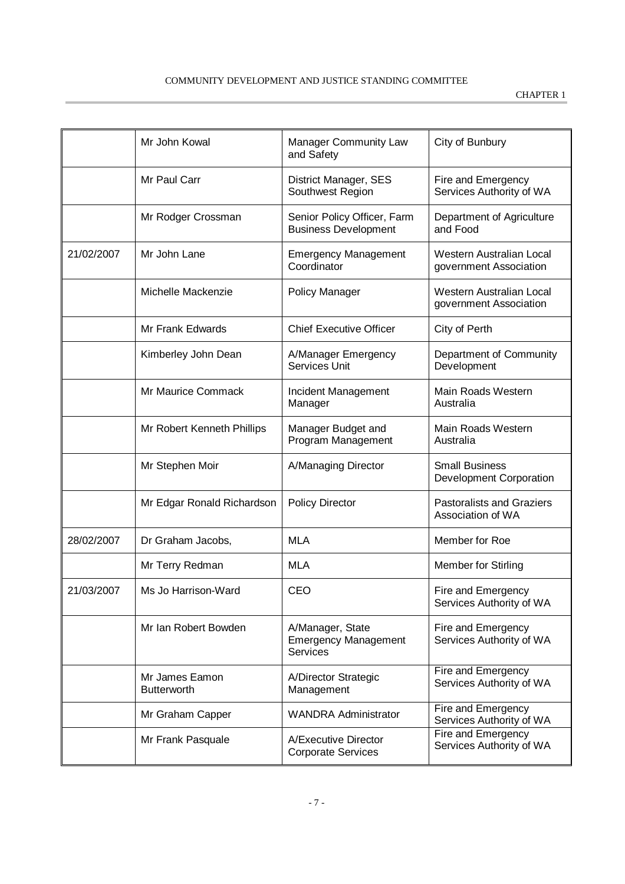| | | | |
|---|---|---|---|
| | Mr John Kowal | Manager Community Law and Safety | City of Bunbury |
| | Mr Paul Carr | District Manager, SES Southwest Region | Fire and Emergency Services Authority of WA |
| | Mr Rodger Crossman | Senior Policy Officer, Farm Business Development | Department of Agriculture and Food |
| 21/02/2007 | Mr John Lane | Emergency Management Coordinator | Western Australian Local government Association |
| | Michelle Mackenzie | Policy Manager | Western Australian Local government Association |
| | Mr Frank Edwards | Chief Executive Officer | City of Perth |
| | Kimberley John Dean | A/Manager Emergency Services Unit | Department of Community Development |
| | Mr Maurice Commack | Incident Management Manager | Main Roads Western Australia |
| | Mr Robert Kenneth Phillips | Manager Budget and Program Management | Main Roads Western Australia |
| | Mr Stephen Moir | A/Managing Director | Small Business Development Corporation |
| | Mr Edgar Ronald Richardson | Policy Director | Pastoralists and Graziers Association of WA |
| 28/02/2007 | Dr Graham Jacobs, | MLA | Member for Roe |
| | Mr Terry Redman | MLA | Member for Stirling |
| 21/03/2007 | Ms Jo Harrison-Ward | CEO | Fire and Emergency Services Authority of WA |
| | Mr Ian Robert Bowden | A/Manager, State Emergency Management Services | Fire and Emergency Services Authority of WA |
| | Mr James Eamon Butterworth | A/Director Strategic Management | Fire and Emergency Services Authority of WA |
| | Mr Graham Capper | WANDRA Administrator | Fire and Emergency Services Authority of WA |
| | Mr Frank Pasquale | A/Executive Director Corporate Services | Fire and Emergency Services Authority of WA |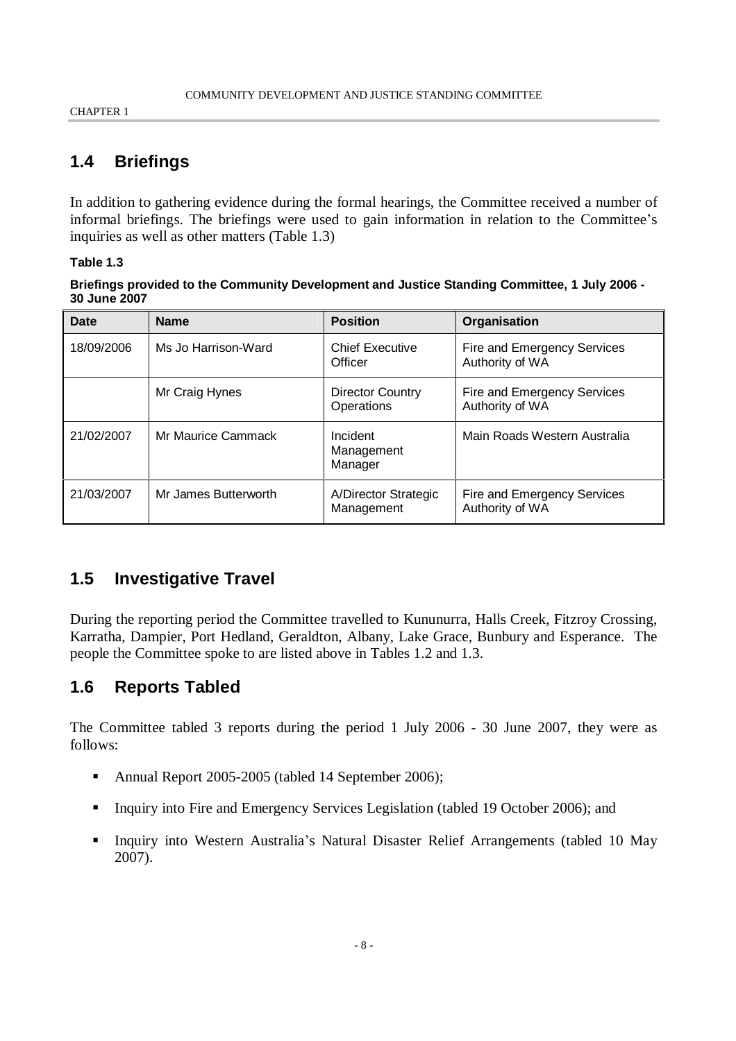## 1.4 Briefings

In addition to gathering evidence during the formal hearings, the Committee received a number of informal briefings. The briefings were used to gain information in relation to the Committee's inquiries as well as other matters (Table 1.3)

**Table 1.3**

**Briefings provided to the Community Development and Justice Standing Committee, 1 July 2006 - 30 June 2007**

| Date | Name | Position | Organisation |
|---|---|---|---|
| 18/09/2006 | Ms Jo Harrison-Ward | Chief Executive Officer | Fire and Emergency Services Authority of WA |
| | Mr Craig Hynes | Director Country Operations | Fire and Emergency Services Authority of WA |
| 21/02/2007 | Mr Maurice Cammack | Incident Management Manager | Main Roads Western Australia |
| 21/03/2007 | Mr James Butterworth | A/Director Strategic Management | Fire and Emergency Services Authority of WA |

## 1.5 Investigative Travel

During the reporting period the Committee travelled to Kununurra, Halls Creek, Fitzroy Crossing, Karratha, Dampier, Port Hedland, Geraldton, Albany, Lake Grace, Bunbury and Esperance. The people the Committee spoke to are listed above in Tables 1.2 and 1.3.

## 1.6 Reports Tabled

The Committee tabled 3 reports during the period 1 July 2006 - 30 June 2007, they were as follows:

- Annual Report 2005-2005 (tabled 14 September 2006);
- Inquiry into Fire and Emergency Services Legislation (tabled 19 October 2006); and
- Inquiry into Western Australia's Natural Disaster Relief Arrangements (tabled 10 May 2007).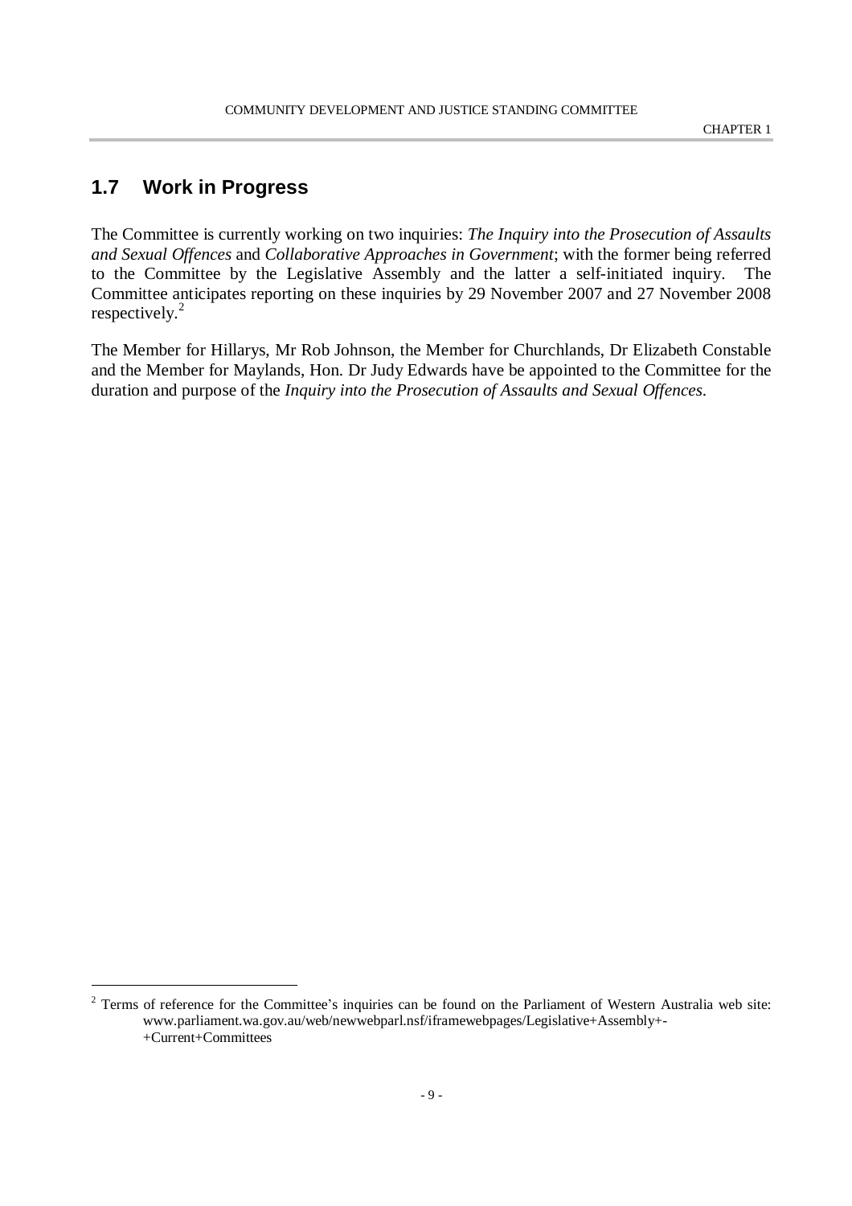## 1.7 Work in Progress

The Committee is currently working on two inquiries: *The Inquiry into the Prosecution of Assaults and Sexual Offences* and *Collaborative Approaches in Government*; with the former being referred to the Committee by the Legislative Assembly and the latter a self-initiated inquiry. The Committee anticipates reporting on these inquiries by 29 November 2007 and 27 November 2008 respectively.[2]

The Member for Hillarys, Mr Rob Johnson, the Member for Churchlands, Dr Elizabeth Constable and the Member for Maylands, Hon. Dr Judy Edwards have be appointed to the Committee for the duration and purpose of the *Inquiry into the Prosecution of Assaults and Sexual Offences*.

---

[2] Terms of reference for the Committee's inquiries can be found on the Parliament of Western Australia web site: www.parliament.wa.gov.au/web/newwebparl.nsf/iframewebpages/Legislative+Assembly+-+Current+Committees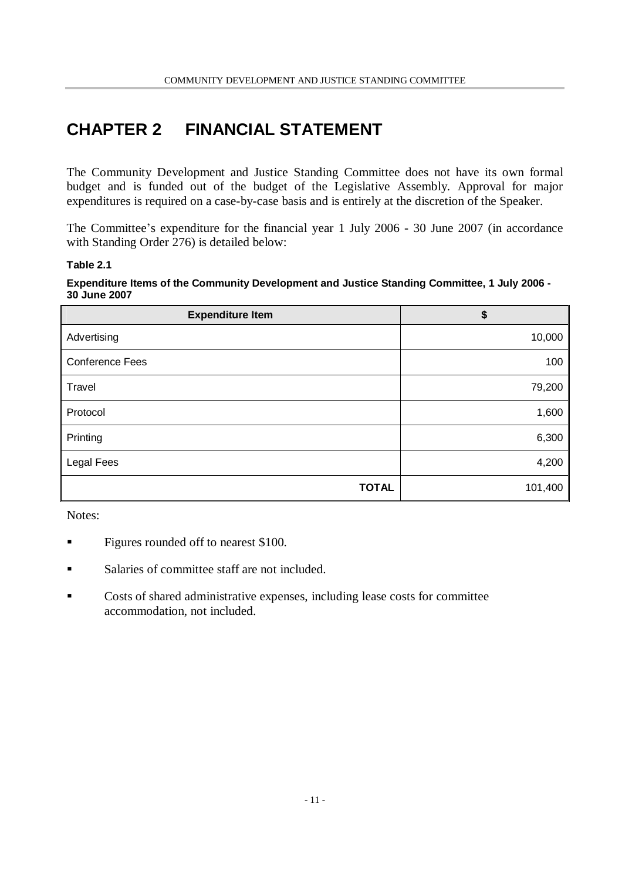# CHAPTER 2 FINANCIAL STATEMENT

The Community Development and Justice Standing Committee does not have its own formal budget and is funded out of the budget of the Legislative Assembly. Approval for major expenditures is required on a case-by-case basis and is entirely at the discretion of the Speaker.

The Committee's expenditure for the financial year 1 July 2006 - 30 June 2007 (in accordance with Standing Order 276) is detailed below:

**Table 2.1**

**Expenditure Items of the Community Development and Justice Standing Committee, 1 July 2006 - 30 June 2007**

| Expenditure Item | $ |
|---|---:|
| Advertising | 10,000 |
| Conference Fees | 100 |
| Travel | 79,200 |
| Protocol | 1,600 |
| Printing | 6,300 |
| Legal Fees | 4,200 |
| **TOTAL** | 101,400 |

Notes:

- Figures rounded off to nearest $100.
- Salaries of committee staff are not included.
- Costs of shared administrative expenses, including lease costs for committee accommodation, not included.